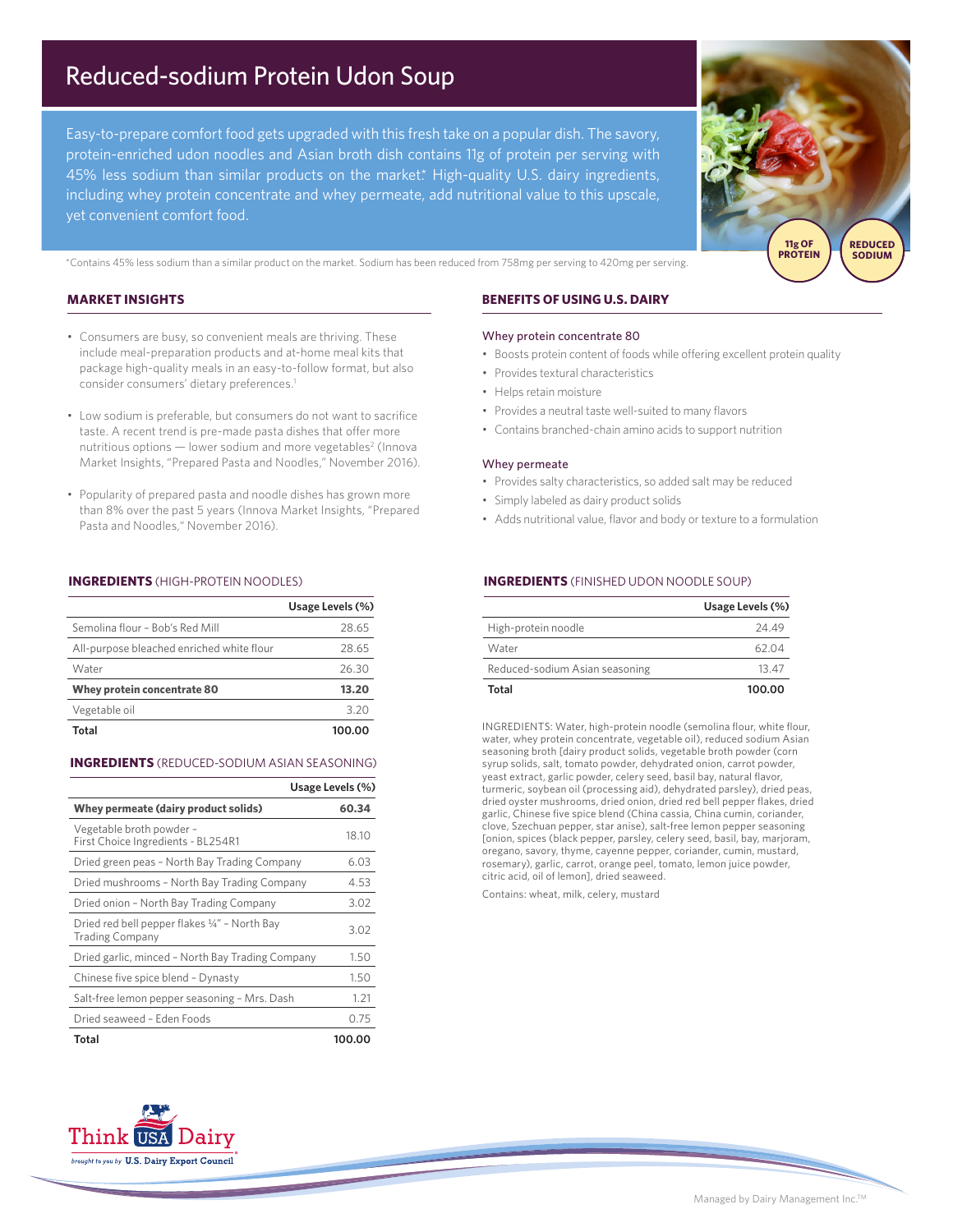# Reduced-sodium Protein Udon Soup

Easy-to-prepare comfort food gets upgraded with this fresh take on a popular dish. The savory, protein-enriched udon noodles and Asian broth dish contains 11g of protein per serving with 45% less sodium than similar products on the market.* High-quality U.S. dairy ingredients, including whey protein concentrate and whey permeate, add nutritional value to this upscale, yet convenient comfort food.

11g OF PROTEIN

REDUCED SODIUM

*Contains 45% less sodium than a similar product on the market. Sodium has been reduced from 758mg per serving to 420mg per serving.

## MARKET INSIGHTS

- Consumers are busy, so convenient meals are thriving. These include meal-preparation products and at-home meal kits that package high-quality meals in an easy-to-follow format, but also consider consumers' dietary preferences.[1]
- Low sodium is preferable, but consumers do not want to sacrifice taste. A recent trend is pre-made pasta dishes that offer more nutritious options — lower sodium and more vegetables[2] (Innova Market Insights, "Prepared Pasta and Noodles," November 2016).
- Popularity of prepared pasta and noodle dishes has grown more than 8% over the past 5 years (Innova Market Insights, "Prepared Pasta and Noodles," November 2016).

## BENEFITS OF USING U.S. DAIRY

### Whey protein concentrate 80

- Boosts protein content of foods while offering excellent protein quality
- Provides textural characteristics
- Helps retain moisture
- Provides a neutral taste well-suited to many flavors
- Contains branched-chain amino acids to support nutrition

### Whey permeate

- Provides salty characteristics, so added salt may be reduced
- Simply labeled as dairy product solids
- Adds nutritional value, flavor and body or texture to a formulation

## INGREDIENTS (HIGH-PROTEIN NOODLES)

| | Usage Levels (%) |
|---|---|
| Semolina flour – Bob's Red Mill | 28.65 |
| All-purpose bleached enriched white flour | 28.65 |
| Water | 26.30 |
| **Whey protein concentrate 80** | **13.20** |
| Vegetable oil | 3.20 |
| **Total** | **100.00** |

## INGREDIENTS (REDUCED-SODIUM ASIAN SEASONING)

| | Usage Levels (%) |
|---|---|
| **Whey permeate (dairy product solids)** | **60.34** |
| Vegetable broth powder – First Choice Ingredients - BL254R1 | 18.10 |
| Dried green peas – North Bay Trading Company | 6.03 |
| Dried mushrooms – North Bay Trading Company | 4.53 |
| Dried onion – North Bay Trading Company | 3.02 |
| Dried red bell pepper flakes ¼" – North Bay Trading Company | 3.02 |
| Dried garlic, minced – North Bay Trading Company | 1.50 |
| Chinese five spice blend – Dynasty | 1.50 |
| Salt-free lemon pepper seasoning – Mrs. Dash | 1.21 |
| Dried seaweed – Eden Foods | 0.75 |
| **Total** | **100.00** |

## INGREDIENTS (FINISHED UDON NOODLE SOUP)

| | Usage Levels (%) |
|---|---|
| High-protein noodle | 24.49 |
| Water | 62.04 |
| Reduced-sodium Asian seasoning | 13.47 |
| **Total** | **100.00** |

INGREDIENTS: Water, high-protein noodle (semolina flour, white flour, water, whey protein concentrate, vegetable oil), reduced sodium Asian seasoning broth [dairy product solids, vegetable broth powder (corn syrup solids, salt, tomato powder, dehydrated onion, carrot powder, yeast extract, garlic powder, celery seed, basil bay, natural flavor, turmeric, soybean oil (processing aid), dehydrated parsley), dried peas, dried oyster mushrooms, dried onion, dried red bell pepper flakes, dried garlic, Chinese five spice blend (China cassia, China cumin, coriander, clove, Szechuan pepper, star anise), salt-free lemon pepper seasoning [onion, spices (black pepper, parsley, celery seed, basil, bay, marjoram, oregano, savory, thyme, cayenne pepper, coriander, cumin, mustard, rosemary), garlic, carrot, orange peel, tomato, lemon juice powder, citric acid, oil of lemon], dried seaweed.

Contains: wheat, milk, celery, mustard

Think USA Dairy

brought to you by U.S. Dairy Export Council

Managed by Dairy Management Inc.™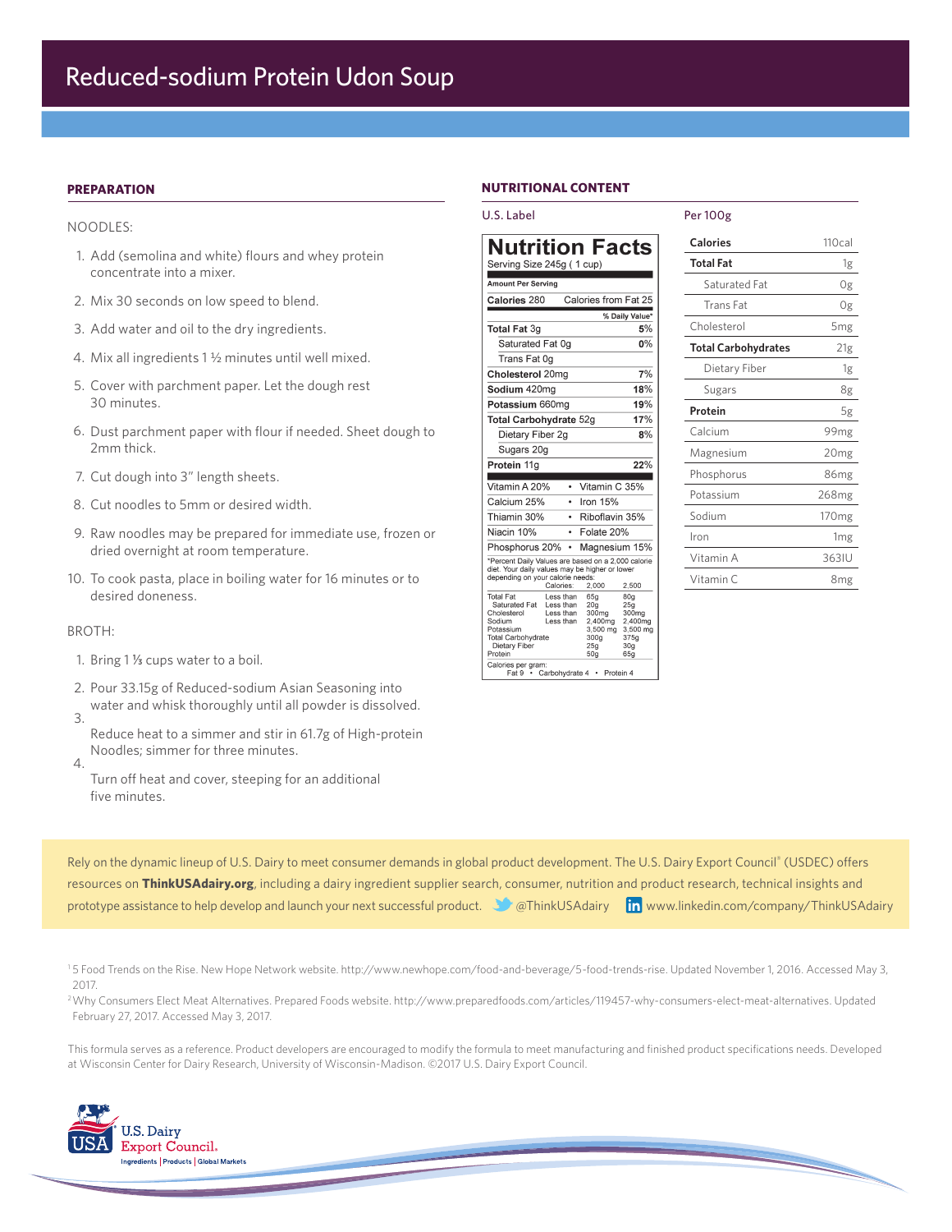# Reduced-sodium Protein Udon Soup

## PREPARATION

NOODLES:

1. Add (semolina and white) flours and whey protein concentrate into a mixer.
2. Mix 30 seconds on low speed to blend.
3. Add water and oil to the dry ingredients.
4. Mix all ingredients 1 ½ minutes until well mixed.
5. Cover with parchment paper. Let the dough rest 30 minutes.
6. Dust parchment paper with flour if needed. Sheet dough to 2mm thick.
7. Cut dough into 3" length sheets.
8. Cut noodles to 5mm or desired width.
9. Raw noodles may be prepared for immediate use, frozen or dried overnight at room temperature.
10. To cook pasta, place in boiling water for 16 minutes or to desired doneness.

BROTH:

1. Bring 1 ⅓ cups water to a boil.
2. Pour 33.15g of Reduced-sodium Asian Seasoning into water and whisk thoroughly until all powder is dissolved.
3. Reduce heat to a simmer and stir in 61.7g of High-protein Noodles; simmer for three minutes.
4. Turn off heat and cover, steeping for an additional five minutes.

## NUTRITIONAL CONTENT

U.S. Label

**Nutrition Facts**

Serving Size 245g ( 1 cup)

| Amount Per Serving | |
|---|---|
| **Calories** 280 | Calories from Fat 25 |
| | % Daily Value* |
| **Total Fat** 3g | **5%** |
| Saturated Fat 0g | **0%** |
| Trans Fat 0g | |
| **Cholesterol** 20mg | **7%** |
| **Sodium** 420mg | **18%** |
| **Potassium** 660mg | **19%** |
| **Total Carbohydrate** 52g | **17%** |
| Dietary Fiber 2g | **8%** |
| Sugars 20g | |
| **Protein** 11g | **22%** |
| Vitamin A 20% | Vitamin C 35% |
| Calcium 25% | Iron 15% |
| Thiamin 30% | Riboflavin 35% |
| Niacin 10% | Folate 20% |
| Phosphorus 20% | Magnesium 15% |

*Percent Daily Values are based on a 2,000 calorie diet. Your daily values may be higher or lower depending on your calorie needs:

| | | 2,000 | 2,500 |
|---|---|---|---|
| | Calories: | 2,000 | 2,500 |
| Total Fat | Less than | 65g | 80g |
| Saturated Fat | Less than | 20g | 25g |
| Cholesterol | Less than | 300mg | 300mg |
| Sodium | Less than | 2,400mg | 2,400mg |
| Potassium | | 3,500 mg | 3,500 mg |
| Total Carbohydrate | | 300g | 375g |
| Dietary Fiber | | 25g | 30g |
| Protein | | 50g | 65g |

Calories per gram:
Fat 9 • Carbohydrate 4 • Protein 4

Per 100g

| | |
|---|---|
| **Calories** | 110cal |
| **Total Fat** | 1g |
| Saturated Fat | 0g |
| Trans Fat | 0g |
| Cholesterol | 5mg |
| **Total Carbohydrates** | 21g |
| Dietary Fiber | 1g |
| Sugars | 8g |
| **Protein** | 5g |
| Calcium | 99mg |
| Magnesium | 20mg |
| Phosphorus | 86mg |
| Potassium | 268mg |
| Sodium | 170mg |
| Iron | 1mg |
| Vitamin A | 363IU |
| Vitamin C | 8mg |

Rely on the dynamic lineup of U.S. Dairy to meet consumer demands in global product development. The U.S. Dairy Export Council® (USDEC) offers resources on **ThinkUSAdairy.org**, including a dairy ingredient supplier search, consumer, nutrition and product research, technical insights and prototype assistance to help develop and launch your next successful product. @ThinkUSAdairy www.linkedin.com/company/ThinkUSAdairy

[1] 5 Food Trends on the Rise. New Hope Network website. http://www.newhope.com/food-and-beverage/5-food-trends-rise. Updated November 1, 2016. Accessed May 3, 2017.

[2] Why Consumers Elect Meat Alternatives. Prepared Foods website. http://www.preparedfoods.com/articles/119457-why-consumers-elect-meat-alternatives. Updated February 27, 2017. Accessed May 3, 2017.

This formula serves as a reference. Product developers are encouraged to modify the formula to meet manufacturing and finished product specifications needs. Developed at Wisconsin Center for Dairy Research, University of Wisconsin-Madison. ©2017 U.S. Dairy Export Council.

U.S. Dairy Export Council. Ingredients | Products | Global Markets